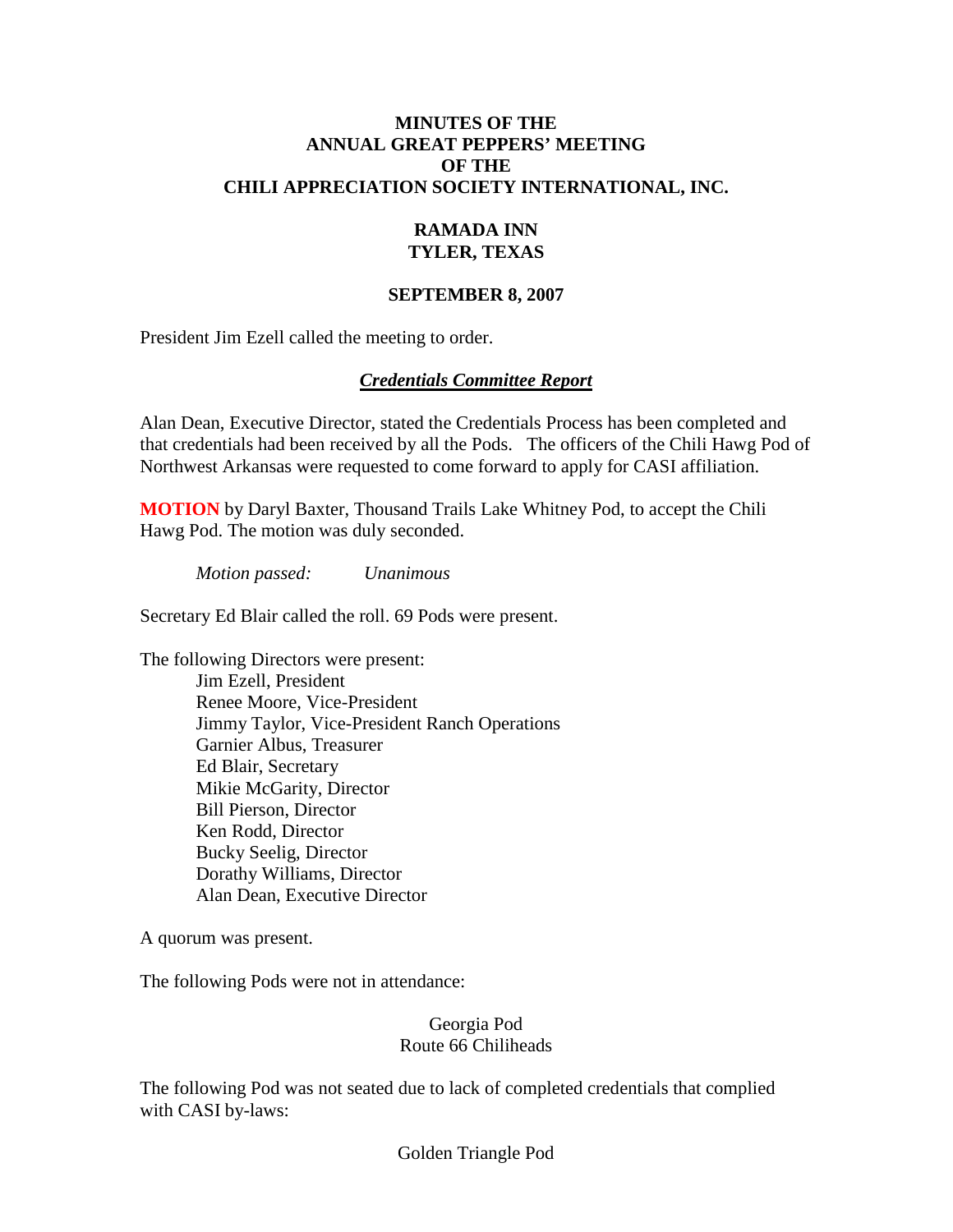# MINUTES OF THE ANNUAL GREAT PEPPERS' MEETING OF THE CHILI APPRECIATION SOCIETY INTERNATIONAL, INC.

## RAMADA INN TYLER, TEXAS

## SEPTEMBER 8, 2007

President Jim Ezell called the meeting to order.

### ***Credentials Committee Report***

Alan Dean, Executive Director, stated the Credentials Process has been completed and that credentials had been received by all the Pods. The officers of the Chili Hawg Pod of Northwest Arkansas were requested to come forward to apply for CASI affiliation.

**MOTION** by Daryl Baxter, Thousand Trails Lake Whitney Pod, to accept the Chili Hawg Pod. The motion was duly seconded.

*Motion passed: Unanimous*

Secretary Ed Blair called the roll. 69 Pods were present.

The following Directors were present:

- Jim Ezell, President
- Renee Moore, Vice-President
- Jimmy Taylor, Vice-President Ranch Operations
- Garnier Albus, Treasurer
- Ed Blair, Secretary
- Mikie McGarity, Director
- Bill Pierson, Director
- Ken Rodd, Director
- Bucky Seelig, Director
- Dorathy Williams, Director
- Alan Dean, Executive Director

A quorum was present.

The following Pods were not in attendance:

Georgia Pod
Route 66 Chiliheads

The following Pod was not seated due to lack of completed credentials that complied with CASI by-laws:

Golden Triangle Pod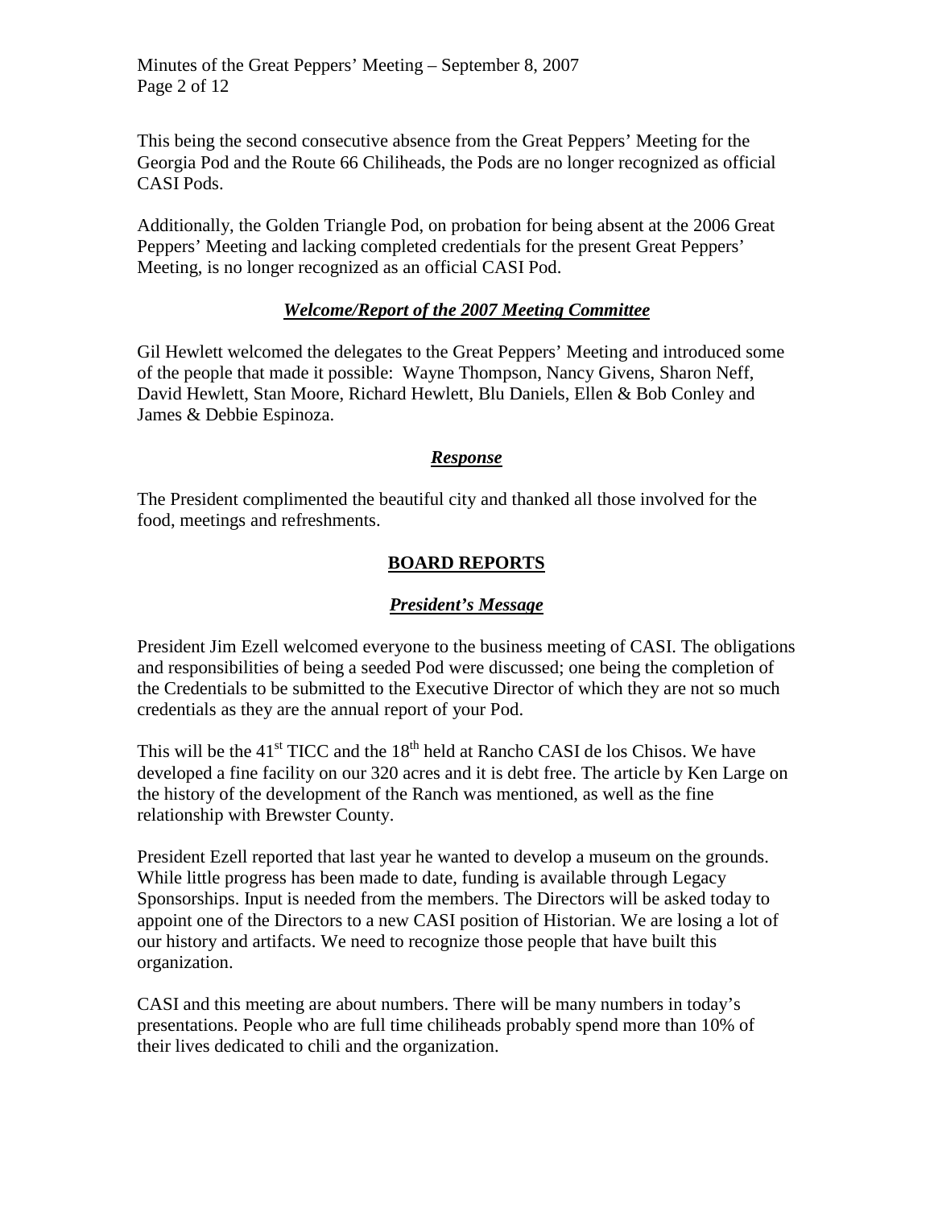This being the second consecutive absence from the Great Peppers' Meeting for the Georgia Pod and the Route 66 Chiliheads, the Pods are no longer recognized as official CASI Pods.

Additionally, the Golden Triangle Pod, on probation for being absent at the 2006 Great Peppers' Meeting and lacking completed credentials for the present Great Peppers' Meeting, is no longer recognized as an official CASI Pod.

### ***Welcome/Report of the 2007 Meeting Committee***

Gil Hewlett welcomed the delegates to the Great Peppers' Meeting and introduced some of the people that made it possible: Wayne Thompson, Nancy Givens, Sharon Neff, David Hewlett, Stan Moore, Richard Hewlett, Blu Daniels, Ellen & Bob Conley and James & Debbie Espinoza.

### ***Response***

The President complimented the beautiful city and thanked all those involved for the food, meetings and refreshments.

## **BOARD REPORTS**

### ***President's Message***

President Jim Ezell welcomed everyone to the business meeting of CASI. The obligations and responsibilities of being a seeded Pod were discussed; one being the completion of the Credentials to be submitted to the Executive Director of which they are not so much credentials as they are the annual report of your Pod.

This will be the 41st TICC and the 18th held at Rancho CASI de los Chisos. We have developed a fine facility on our 320 acres and it is debt free. The article by Ken Large on the history of the development of the Ranch was mentioned, as well as the fine relationship with Brewster County.

President Ezell reported that last year he wanted to develop a museum on the grounds. While little progress has been made to date, funding is available through Legacy Sponsorships. Input is needed from the members. The Directors will be asked today to appoint one of the Directors to a new CASI position of Historian. We are losing a lot of our history and artifacts. We need to recognize those people that have built this organization.

CASI and this meeting are about numbers. There will be many numbers in today's presentations. People who are full time chiliheads probably spend more than 10% of their lives dedicated to chili and the organization.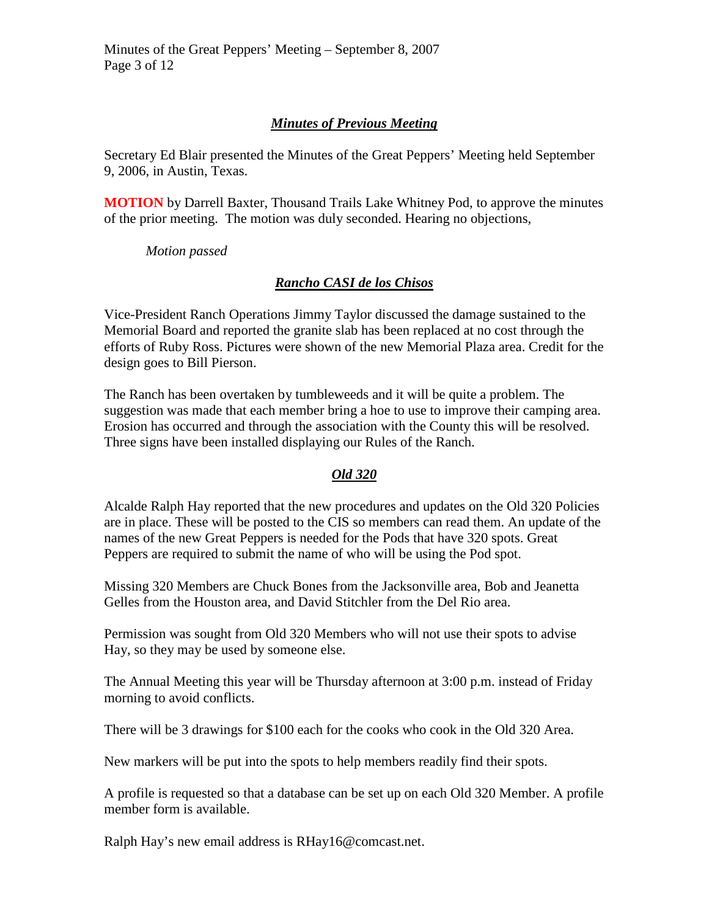## ***Minutes of Previous Meeting***

Secretary Ed Blair presented the Minutes of the Great Peppers' Meeting held September 9, 2006, in Austin, Texas.

**MOTION** by Darrell Baxter, Thousand Trails Lake Whitney Pod, to approve the minutes of the prior meeting. The motion was duly seconded. Hearing no objections,

*Motion passed*

## ***Rancho CASI de los Chisos***

Vice-President Ranch Operations Jimmy Taylor discussed the damage sustained to the Memorial Board and reported the granite slab has been replaced at no cost through the efforts of Ruby Ross. Pictures were shown of the new Memorial Plaza area. Credit for the design goes to Bill Pierson.

The Ranch has been overtaken by tumbleweeds and it will be quite a problem. The suggestion was made that each member bring a hoe to use to improve their camping area. Erosion has occurred and through the association with the County this will be resolved. Three signs have been installed displaying our Rules of the Ranch.

## ***Old 320***

Alcalde Ralph Hay reported that the new procedures and updates on the Old 320 Policies are in place. These will be posted to the CIS so members can read them. An update of the names of the new Great Peppers is needed for the Pods that have 320 spots. Great Peppers are required to submit the name of who will be using the Pod spot.

Missing 320 Members are Chuck Bones from the Jacksonville area, Bob and Jeanetta Gelles from the Houston area, and David Stitchler from the Del Rio area.

Permission was sought from Old 320 Members who will not use their spots to advise Hay, so they may be used by someone else.

The Annual Meeting this year will be Thursday afternoon at 3:00 p.m. instead of Friday morning to avoid conflicts.

There will be 3 drawings for $100 each for the cooks who cook in the Old 320 Area.

New markers will be put into the spots to help members readily find their spots.

A profile is requested so that a database can be set up on each Old 320 Member. A profile member form is available.

Ralph Hay's new email address is RHay16@comcast.net.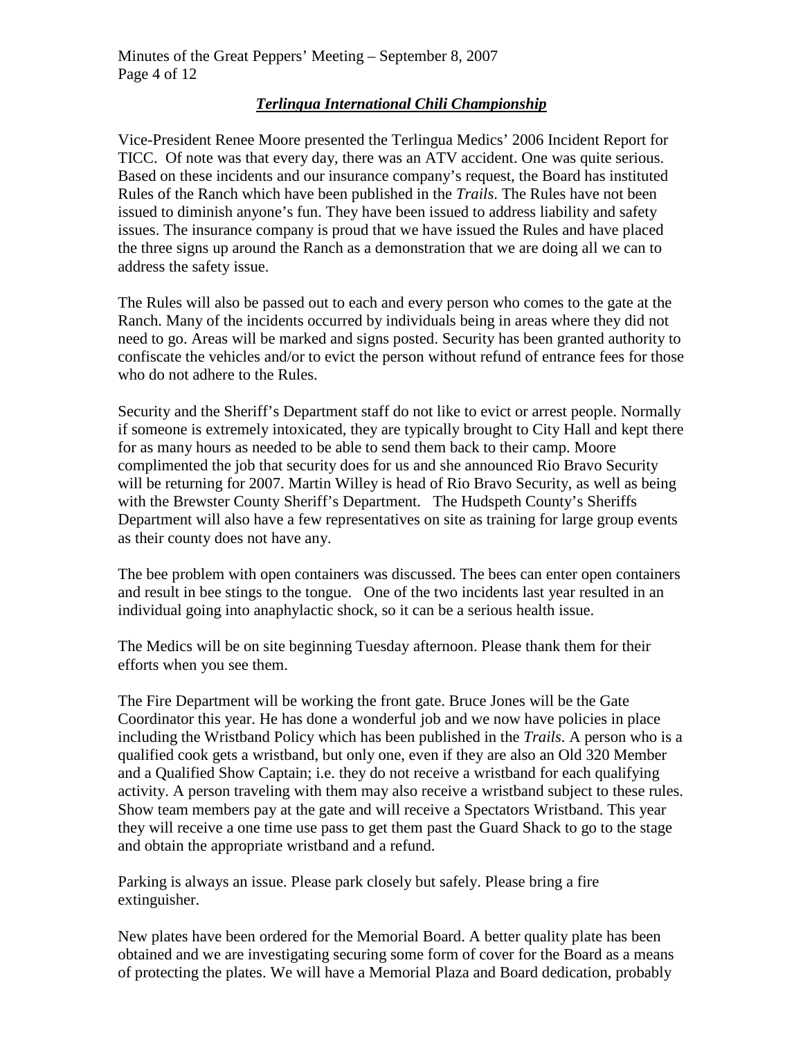## ***Terlingua International Chili Championship***

Vice-President Renee Moore presented the Terlingua Medics' 2006 Incident Report for TICC. Of note was that every day, there was an ATV accident. One was quite serious. Based on these incidents and our insurance company's request, the Board has instituted Rules of the Ranch which have been published in the *Trails*. The Rules have not been issued to diminish anyone's fun. They have been issued to address liability and safety issues. The insurance company is proud that we have issued the Rules and have placed the three signs up around the Ranch as a demonstration that we are doing all we can to address the safety issue.

The Rules will also be passed out to each and every person who comes to the gate at the Ranch. Many of the incidents occurred by individuals being in areas where they did not need to go. Areas will be marked and signs posted. Security has been granted authority to confiscate the vehicles and/or to evict the person without refund of entrance fees for those who do not adhere to the Rules.

Security and the Sheriff's Department staff do not like to evict or arrest people. Normally if someone is extremely intoxicated, they are typically brought to City Hall and kept there for as many hours as needed to be able to send them back to their camp. Moore complimented the job that security does for us and she announced Rio Bravo Security will be returning for 2007. Martin Willey is head of Rio Bravo Security, as well as being with the Brewster County Sheriff's Department. The Hudspeth County's Sheriffs Department will also have a few representatives on site as training for large group events as their county does not have any.

The bee problem with open containers was discussed. The bees can enter open containers and result in bee stings to the tongue. One of the two incidents last year resulted in an individual going into anaphylactic shock, so it can be a serious health issue.

The Medics will be on site beginning Tuesday afternoon. Please thank them for their efforts when you see them.

The Fire Department will be working the front gate. Bruce Jones will be the Gate Coordinator this year. He has done a wonderful job and we now have policies in place including the Wristband Policy which has been published in the *Trails*. A person who is a qualified cook gets a wristband, but only one, even if they are also an Old 320 Member and a Qualified Show Captain; i.e. they do not receive a wristband for each qualifying activity. A person traveling with them may also receive a wristband subject to these rules. Show team members pay at the gate and will receive a Spectators Wristband. This year they will receive a one time use pass to get them past the Guard Shack to go to the stage and obtain the appropriate wristband and a refund.

Parking is always an issue. Please park closely but safely. Please bring a fire extinguisher.

New plates have been ordered for the Memorial Board. A better quality plate has been obtained and we are investigating securing some form of cover for the Board as a means of protecting the plates. We will have a Memorial Plaza and Board dedication, probably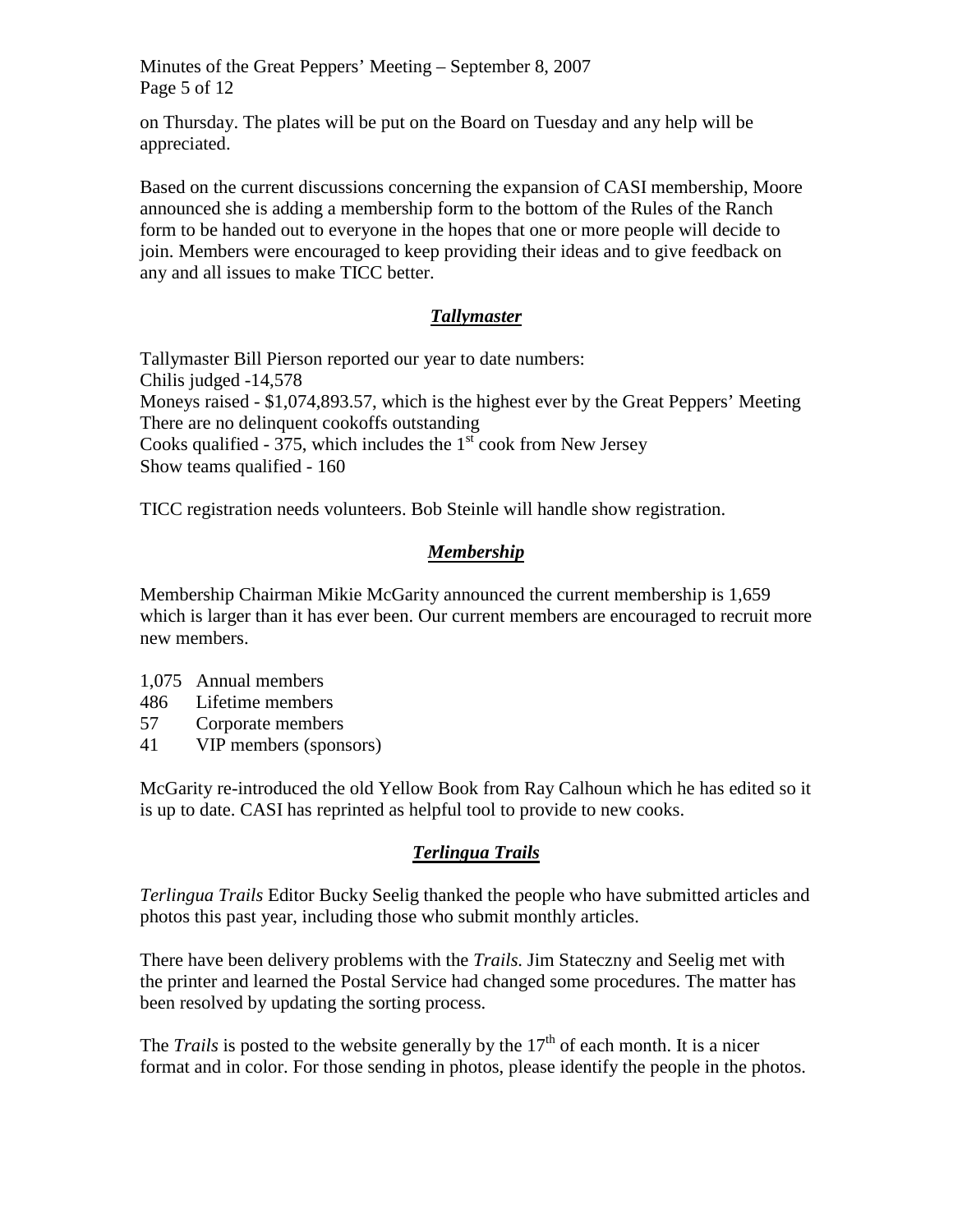on Thursday. The plates will be put on the Board on Tuesday and any help will be appreciated.

Based on the current discussions concerning the expansion of CASI membership, Moore announced she is adding a membership form to the bottom of the Rules of the Ranch form to be handed out to everyone in the hopes that one or more people will decide to join. Members were encouraged to keep providing their ideas and to give feedback on any and all issues to make TICC better.

## ***Tallymaster***

Tallymaster Bill Pierson reported our year to date numbers:
Chilis judged -14,578
Moneys raised - $1,074,893.57, which is the highest ever by the Great Peppers' Meeting
There are no delinquent cookoffs outstanding
Cooks qualified - 375, which includes the 1st cook from New Jersey
Show teams qualified - 160

TICC registration needs volunteers. Bob Steinle will handle show registration.

## ***Membership***

Membership Chairman Mikie McGarity announced the current membership is 1,659 which is larger than it has ever been. Our current members are encouraged to recruit more new members.

- 1,075 Annual members
- 486 Lifetime members
- 57 Corporate members
- 41 VIP members (sponsors)

McGarity re-introduced the old Yellow Book from Ray Calhoun which he has edited so it is up to date. CASI has reprinted as helpful tool to provide to new cooks.

## ***Terlingua Trails***

*Terlingua Trails* Editor Bucky Seelig thanked the people who have submitted articles and photos this past year, including those who submit monthly articles.

There have been delivery problems with the *Trails*. Jim Stateczny and Seelig met with the printer and learned the Postal Service had changed some procedures. The matter has been resolved by updating the sorting process.

The *Trails* is posted to the website generally by the 17th of each month. It is a nicer format and in color. For those sending in photos, please identify the people in the photos.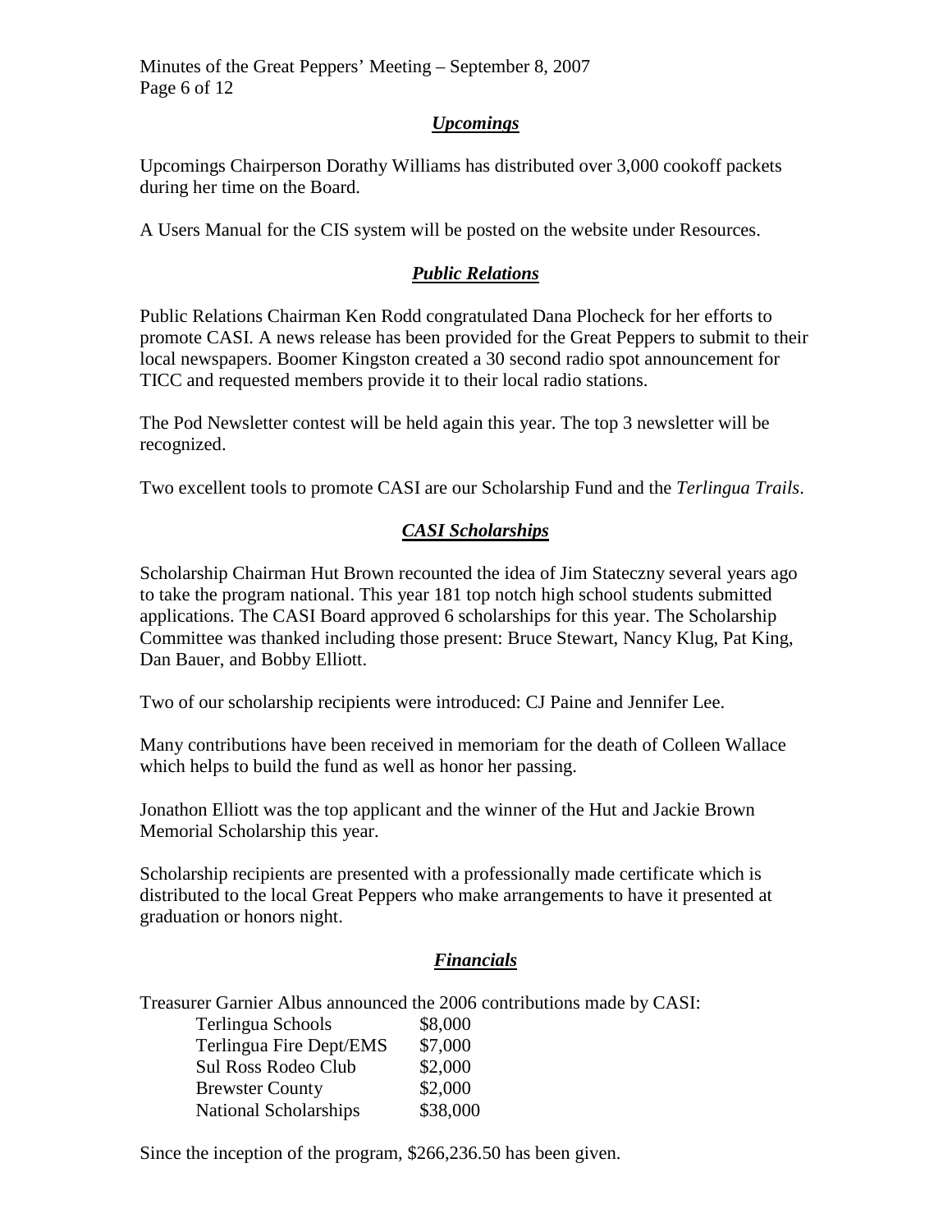### ***Upcomings***

Upcomings Chairperson Dorathy Williams has distributed over 3,000 cookoff packets during her time on the Board.

A Users Manual for the CIS system will be posted on the website under Resources.

### ***Public Relations***

Public Relations Chairman Ken Rodd congratulated Dana Plocheck for her efforts to promote CASI. A news release has been provided for the Great Peppers to submit to their local newspapers. Boomer Kingston created a 30 second radio spot announcement for TICC and requested members provide it to their local radio stations.

The Pod Newsletter contest will be held again this year. The top 3 newsletter will be recognized.

Two excellent tools to promote CASI are our Scholarship Fund and the *Terlingua Trails*.

### ***CASI Scholarships***

Scholarship Chairman Hut Brown recounted the idea of Jim Stateczny several years ago to take the program national. This year 181 top notch high school students submitted applications. The CASI Board approved 6 scholarships for this year. The Scholarship Committee was thanked including those present: Bruce Stewart, Nancy Klug, Pat King, Dan Bauer, and Bobby Elliott.

Two of our scholarship recipients were introduced: CJ Paine and Jennifer Lee.

Many contributions have been received in memoriam for the death of Colleen Wallace which helps to build the fund as well as honor her passing.

Jonathon Elliott was the top applicant and the winner of the Hut and Jackie Brown Memorial Scholarship this year.

Scholarship recipients are presented with a professionally made certificate which is distributed to the local Great Peppers who make arrangements to have it presented at graduation or honors night.

### ***Financials***

Treasurer Garnier Albus announced the 2006 contributions made by CASI:

| | |
|---|---|
| Terlingua Schools | $8,000 |
| Terlingua Fire Dept/EMS | $7,000 |
| Sul Ross Rodeo Club | $2,000 |
| Brewster County | $2,000 |
| National Scholarships | $38,000 |

Since the inception of the program, $266,236.50 has been given.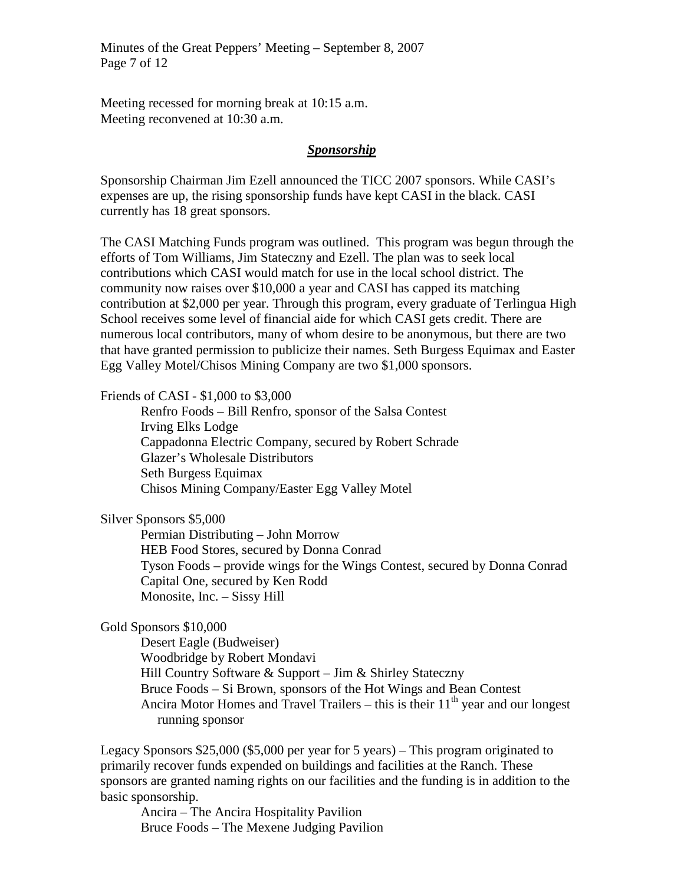Meeting recessed for morning break at 10:15 a.m.
Meeting reconvened at 10:30 a.m.

## ***Sponsorship***

Sponsorship Chairman Jim Ezell announced the TICC 2007 sponsors. While CASI's expenses are up, the rising sponsorship funds have kept CASI in the black. CASI currently has 18 great sponsors.

The CASI Matching Funds program was outlined. This program was begun through the efforts of Tom Williams, Jim Stateczny and Ezell. The plan was to seek local contributions which CASI would match for use in the local school district. The community now raises over $10,000 a year and CASI has capped its matching contribution at $2,000 per year. Through this program, every graduate of Terlingua High School receives some level of financial aide for which CASI gets credit. There are numerous local contributors, many of whom desire to be anonymous, but there are two that have granted permission to publicize their names. Seth Burgess Equimax and Easter Egg Valley Motel/Chisos Mining Company are two $1,000 sponsors.

Friends of CASI - $1,000 to $3,000

- Renfro Foods – Bill Renfro, sponsor of the Salsa Contest
- Irving Elks Lodge
- Cappadonna Electric Company, secured by Robert Schrade
- Glazer's Wholesale Distributors
- Seth Burgess Equimax
- Chisos Mining Company/Easter Egg Valley Motel

Silver Sponsors $5,000

- Permian Distributing – John Morrow
- HEB Food Stores, secured by Donna Conrad
- Tyson Foods – provide wings for the Wings Contest, secured by Donna Conrad
- Capital One, secured by Ken Rodd
- Monosite, Inc. – Sissy Hill

Gold Sponsors $10,000

- Desert Eagle (Budweiser)
- Woodbridge by Robert Mondavi
- Hill Country Software & Support – Jim & Shirley Stateczny
- Bruce Foods – Si Brown, sponsors of the Hot Wings and Bean Contest
- Ancira Motor Homes and Travel Trailers – this is their 11th year and our longest running sponsor

Legacy Sponsors $25,000 ($5,000 per year for 5 years) – This program originated to primarily recover funds expended on buildings and facilities at the Ranch. These sponsors are granted naming rights on our facilities and the funding is in addition to the basic sponsorship.

- Ancira – The Ancira Hospitality Pavilion
- Bruce Foods – The Mexene Judging Pavilion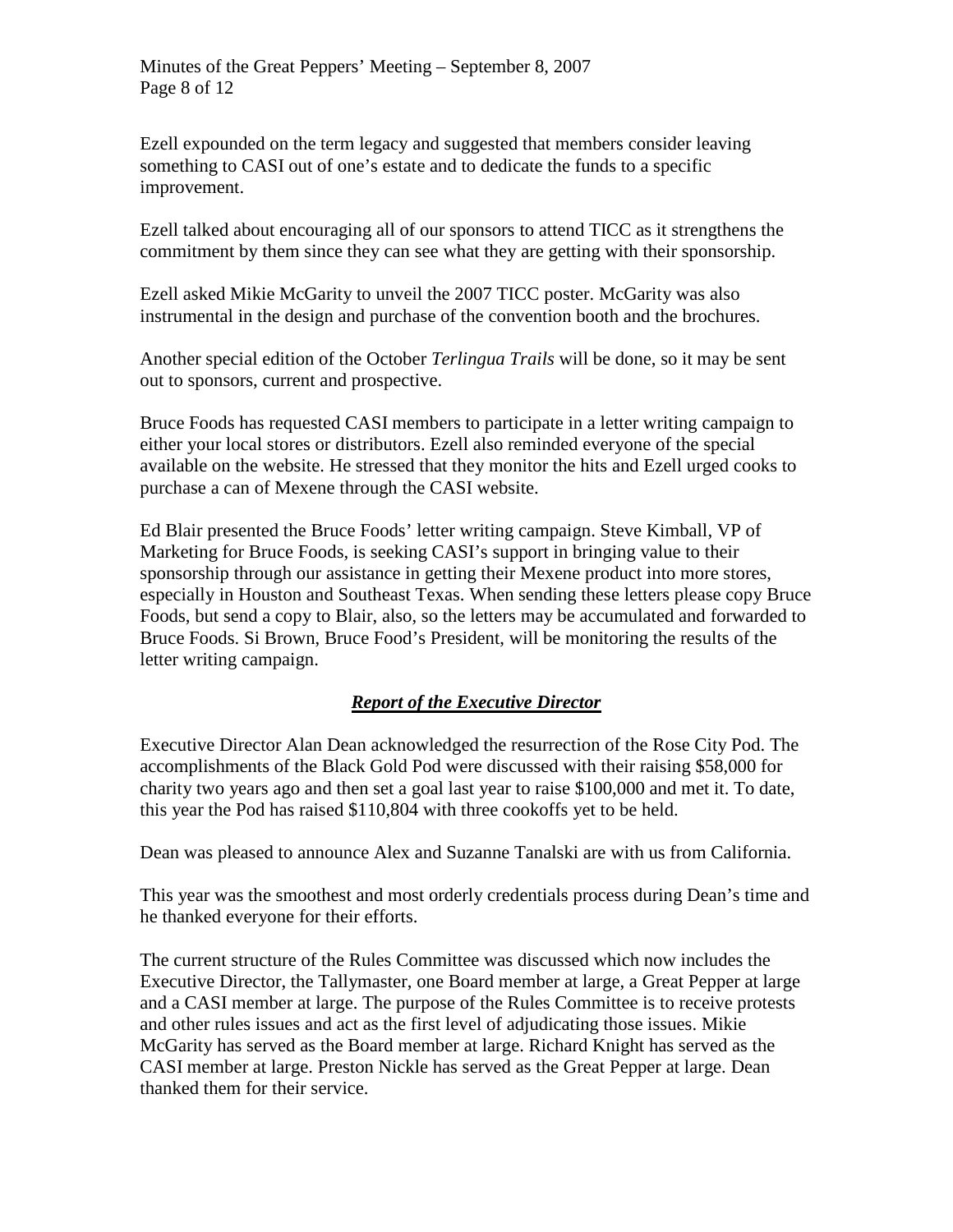Ezell expounded on the term legacy and suggested that members consider leaving something to CASI out of one's estate and to dedicate the funds to a specific improvement.

Ezell talked about encouraging all of our sponsors to attend TICC as it strengthens the commitment by them since they can see what they are getting with their sponsorship.

Ezell asked Mikie McGarity to unveil the 2007 TICC poster. McGarity was also instrumental in the design and purchase of the convention booth and the brochures.

Another special edition of the October *Terlingua Trails* will be done, so it may be sent out to sponsors, current and prospective.

Bruce Foods has requested CASI members to participate in a letter writing campaign to either your local stores or distributors. Ezell also reminded everyone of the special available on the website. He stressed that they monitor the hits and Ezell urged cooks to purchase a can of Mexene through the CASI website.

Ed Blair presented the Bruce Foods' letter writing campaign. Steve Kimball, VP of Marketing for Bruce Foods, is seeking CASI's support in bringing value to their sponsorship through our assistance in getting their Mexene product into more stores, especially in Houston and Southeast Texas. When sending these letters please copy Bruce Foods, but send a copy to Blair, also, so the letters may be accumulated and forwarded to Bruce Foods. Si Brown, Bruce Food's President, will be monitoring the results of the letter writing campaign.

## ***Report of the Executive Director***

Executive Director Alan Dean acknowledged the resurrection of the Rose City Pod. The accomplishments of the Black Gold Pod were discussed with their raising $58,000 for charity two years ago and then set a goal last year to raise $100,000 and met it. To date, this year the Pod has raised $110,804 with three cookoffs yet to be held.

Dean was pleased to announce Alex and Suzanne Tanalski are with us from California.

This year was the smoothest and most orderly credentials process during Dean's time and he thanked everyone for their efforts.

The current structure of the Rules Committee was discussed which now includes the Executive Director, the Tallymaster, one Board member at large, a Great Pepper at large and a CASI member at large. The purpose of the Rules Committee is to receive protests and other rules issues and act as the first level of adjudicating those issues. Mikie McGarity has served as the Board member at large. Richard Knight has served as the CASI member at large. Preston Nickle has served as the Great Pepper at large. Dean thanked them for their service.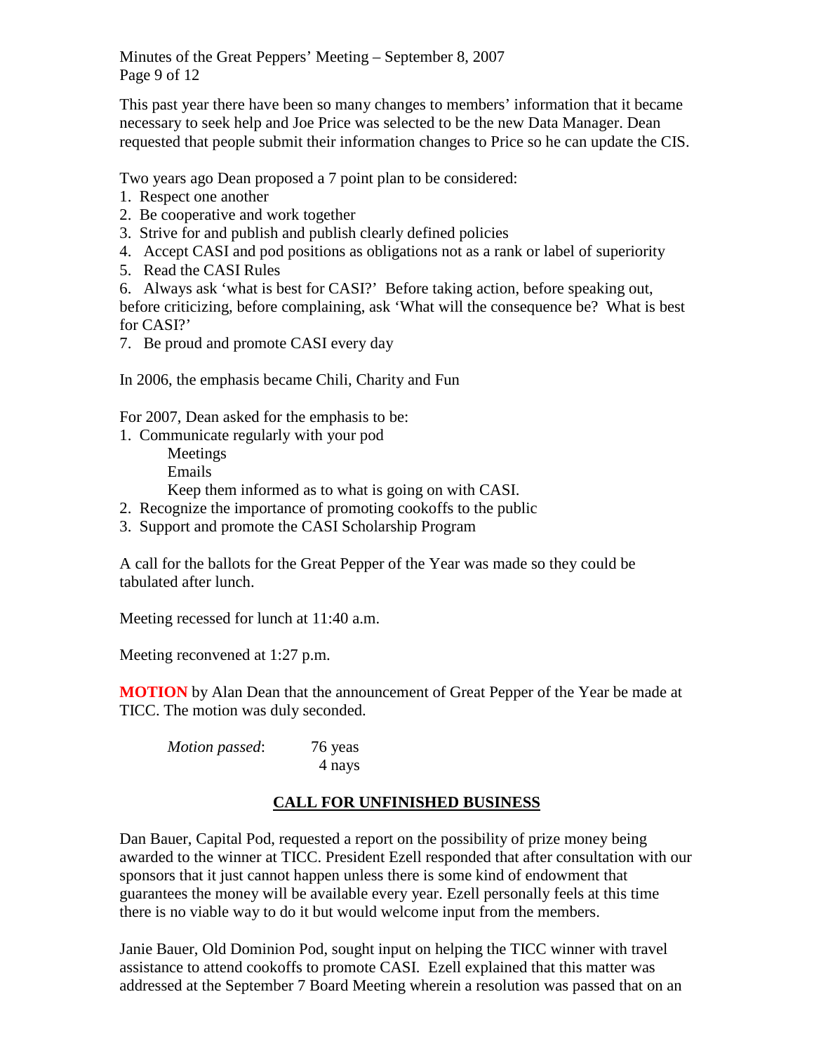This past year there have been so many changes to members' information that it became necessary to seek help and Joe Price was selected to be the new Data Manager. Dean requested that people submit their information changes to Price so he can update the CIS.

Two years ago Dean proposed a 7 point plan to be considered:

1. Respect one another
2. Be cooperative and work together
3. Strive for and publish and publish clearly defined policies
4. Accept CASI and pod positions as obligations not as a rank or label of superiority
5. Read the CASI Rules
6. Always ask 'what is best for CASI?' Before taking action, before speaking out, before criticizing, before complaining, ask 'What will the consequence be? What is best for CASI?'
7. Be proud and promote CASI every day

In 2006, the emphasis became Chili, Charity and Fun

For 2007, Dean asked for the emphasis to be:

1. Communicate regularly with your pod
   - Meetings
   - Emails
   - Keep them informed as to what is going on with CASI.
2. Recognize the importance of promoting cookoffs to the public
3. Support and promote the CASI Scholarship Program

A call for the ballots for the Great Pepper of the Year was made so they could be tabulated after lunch.

Meeting recessed for lunch at 11:40 a.m.

Meeting reconvened at 1:27 p.m.

**MOTION** by Alan Dean that the announcement of Great Pepper of the Year be made at TICC. The motion was duly seconded.

*Motion passed*: 76 yeas
4 nays

## CALL FOR UNFINISHED BUSINESS

Dan Bauer, Capital Pod, requested a report on the possibility of prize money being awarded to the winner at TICC. President Ezell responded that after consultation with our sponsors that it just cannot happen unless there is some kind of endowment that guarantees the money will be available every year. Ezell personally feels at this time there is no viable way to do it but would welcome input from the members.

Janie Bauer, Old Dominion Pod, sought input on helping the TICC winner with travel assistance to attend cookoffs to promote CASI. Ezell explained that this matter was addressed at the September 7 Board Meeting wherein a resolution was passed that on an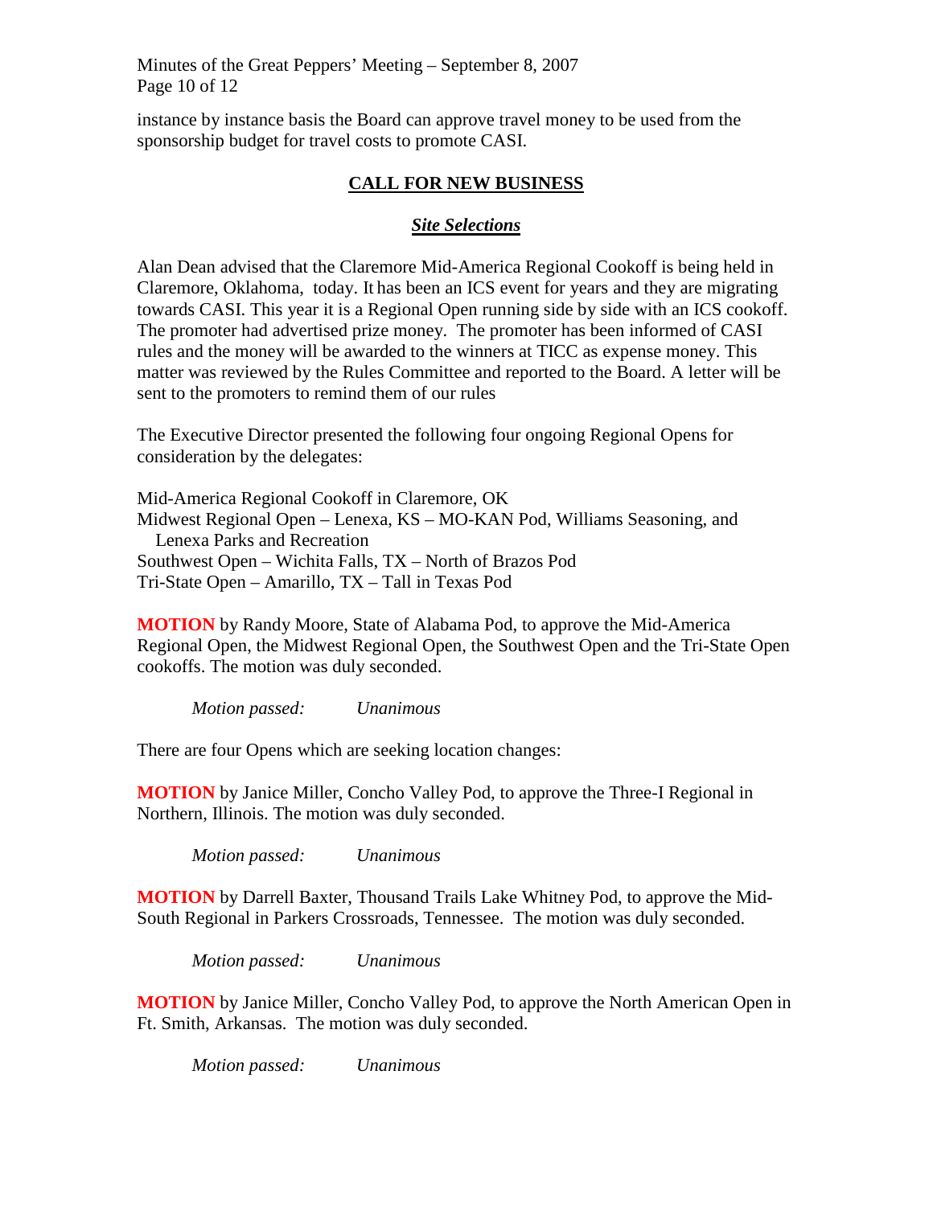instance by instance basis the Board can approve travel money to be used from the sponsorship budget for travel costs to promote CASI.

## CALL FOR NEW BUSINESS

### *Site Selections*

Alan Dean advised that the Claremore Mid-America Regional Cookoff is being held in Claremore, Oklahoma, today. It has been an ICS event for years and they are migrating towards CASI. This year it is a Regional Open running side by side with an ICS cookoff. The promoter had advertised prize money. The promoter has been informed of CASI rules and the money will be awarded to the winners at TICC as expense money. This matter was reviewed by the Rules Committee and reported to the Board. A letter will be sent to the promoters to remind them of our rules

The Executive Director presented the following four ongoing Regional Opens for consideration by the delegates:

Mid-America Regional Cookoff in Claremore, OK
Midwest Regional Open – Lenexa, KS – MO-KAN Pod, Williams Seasoning, and Lenexa Parks and Recreation
Southwest Open – Wichita Falls, TX – North of Brazos Pod
Tri-State Open – Amarillo, TX – Tall in Texas Pod

**MOTION** by Randy Moore, State of Alabama Pod, to approve the Mid-America Regional Open, the Midwest Regional Open, the Southwest Open and the Tri-State Open cookoffs. The motion was duly seconded.

*Motion passed: Unanimous*

There are four Opens which are seeking location changes:

**MOTION** by Janice Miller, Concho Valley Pod, to approve the Three-I Regional in Northern, Illinois. The motion was duly seconded.

*Motion passed: Unanimous*

**MOTION** by Darrell Baxter, Thousand Trails Lake Whitney Pod, to approve the Mid-South Regional in Parkers Crossroads, Tennessee. The motion was duly seconded.

*Motion passed: Unanimous*

**MOTION** by Janice Miller, Concho Valley Pod, to approve the North American Open in Ft. Smith, Arkansas. The motion was duly seconded.

*Motion passed: Unanimous*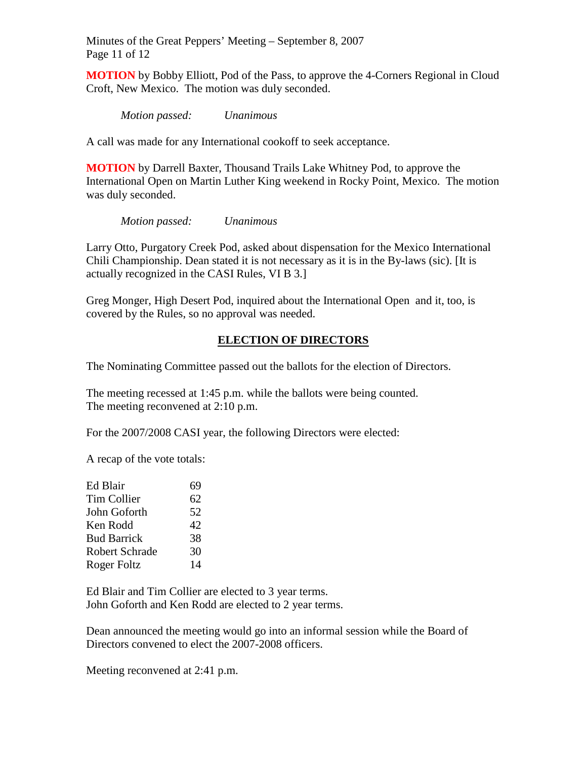**MOTION** by Bobby Elliott, Pod of the Pass, to approve the 4-Corners Regional in Cloud Croft, New Mexico. The motion was duly seconded.

*Motion passed: Unanimous*

A call was made for any International cookoff to seek acceptance.

**MOTION** by Darrell Baxter, Thousand Trails Lake Whitney Pod, to approve the International Open on Martin Luther King weekend in Rocky Point, Mexico. The motion was duly seconded.

*Motion passed: Unanimous*

Larry Otto, Purgatory Creek Pod, asked about dispensation for the Mexico International Chili Championship. Dean stated it is not necessary as it is in the By-laws (sic). [It is actually recognized in the CASI Rules, VI B 3.]

Greg Monger, High Desert Pod, inquired about the International Open and it, too, is covered by the Rules, so no approval was needed.

## ELECTION OF DIRECTORS

The Nominating Committee passed out the ballots for the election of Directors.

The meeting recessed at 1:45 p.m. while the ballots were being counted.
The meeting reconvened at 2:10 p.m.

For the 2007/2008 CASI year, the following Directors were elected:

A recap of the vote totals:

| | |
|---|---|
| Ed Blair | 69 |
| Tim Collier | 62 |
| John Goforth | 52 |
| Ken Rodd | 42 |
| Bud Barrick | 38 |
| Robert Schrade | 30 |
| Roger Foltz | 14 |

Ed Blair and Tim Collier are elected to 3 year terms.
John Goforth and Ken Rodd are elected to 2 year terms.

Dean announced the meeting would go into an informal session while the Board of Directors convened to elect the 2007-2008 officers.

Meeting reconvened at 2:41 p.m.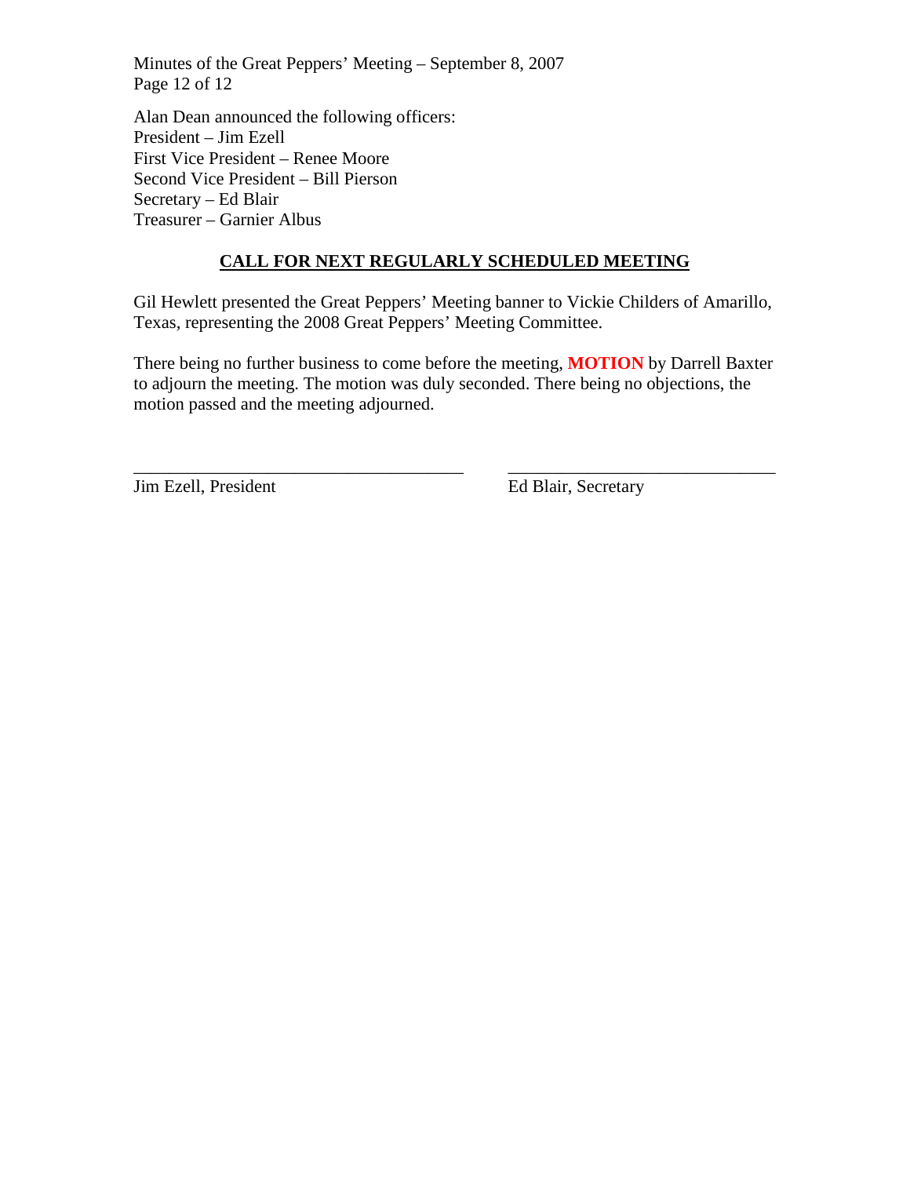Alan Dean announced the following officers:
President – Jim Ezell
First Vice President – Renee Moore
Second Vice President – Bill Pierson
Secretary – Ed Blair
Treasurer – Garnier Albus

## CALL FOR NEXT REGULARLY SCHEDULED MEETING

Gil Hewlett presented the Great Peppers' Meeting banner to Vickie Childers of Amarillo, Texas, representing the 2008 Great Peppers' Meeting Committee.

There being no further business to come before the meeting, **MOTION** by Darrell Baxter to adjourn the meeting. The motion was duly seconded. There being no objections, the motion passed and the meeting adjourned.

_____________________________________ _______________________________

Jim Ezell, President Ed Blair, Secretary